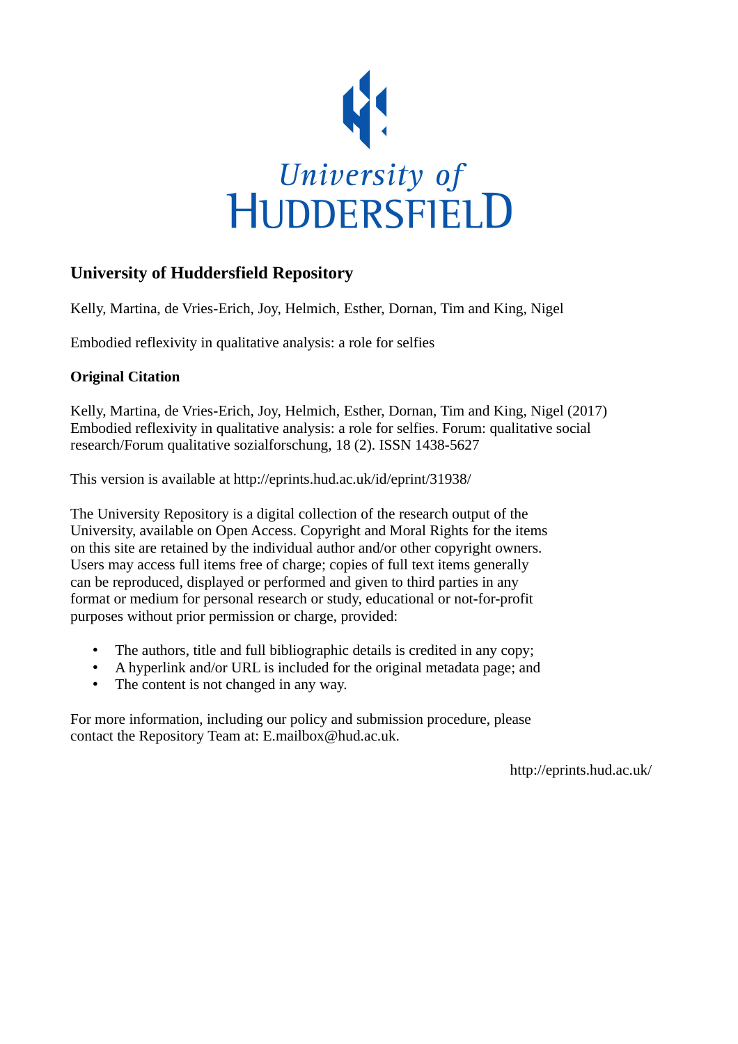University of Huddersfield

## University of Huddersfield Repository

Kelly, Martina, de Vries-Erich, Joy, Helmich, Esther, Dornan, Tim and King, Nigel

Embodied reflexivity in qualitative analysis: a role for selfies

### Original Citation

Kelly, Martina, de Vries-Erich, Joy, Helmich, Esther, Dornan, Tim and King, Nigel (2017) Embodied reflexivity in qualitative analysis: a role for selfies. Forum: qualitative social research/Forum qualitative sozialforschung, 18 (2). ISSN 1438-5627

This version is available at http://eprints.hud.ac.uk/id/eprint/31938/

The University Repository is a digital collection of the research output of the University, available on Open Access. Copyright and Moral Rights for the items on this site are retained by the individual author and/or other copyright owners. Users may access full items free of charge; copies of full text items generally can be reproduced, displayed or performed and given to third parties in any format or medium for personal research or study, educational or not-for-profit purposes without prior permission or charge, provided:

- The authors, title and full bibliographic details is credited in any copy;
- A hyperlink and/or URL is included for the original metadata page; and
- The content is not changed in any way.

For more information, including our policy and submission procedure, please contact the Repository Team at: E.mailbox@hud.ac.uk.

http://eprints.hud.ac.uk/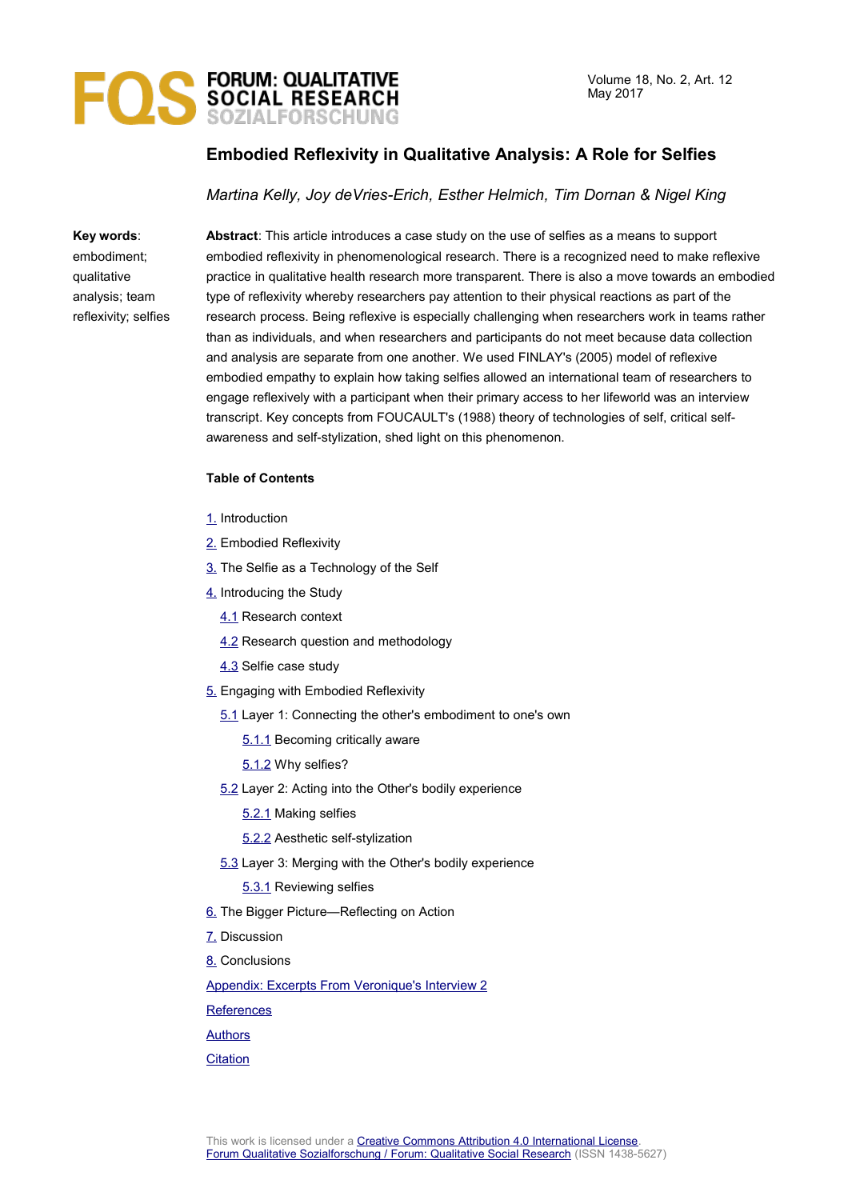# Embodied Reflexivity in Qualitative Analysis: A Role for Selfies

*Martina Kelly, Joy deVries-Erich, Esther Helmich, Tim Dornan & Nigel King*

**Key words**: embodiment; qualitative analysis; team reflexivity; selfies

**Abstract**: This article introduces a case study on the use of selfies as a means to support embodied reflexivity in phenomenological research. There is a recognized need to make reflexive practice in qualitative health research more transparent. There is also a move towards an embodied type of reflexivity whereby researchers pay attention to their physical reactions as part of the research process. Being reflexive is especially challenging when researchers work in teams rather than as individuals, and when researchers and participants do not meet because data collection and analysis are separate from one another. We used FINLAY's (2005) model of reflexive embodied empathy to explain how taking selfies allowed an international team of researchers to engage reflexively with a participant when their primary access to her lifeworld was an interview transcript. Key concepts from FOUCAULT's (1988) theory of technologies of self, critical self-awareness and self-stylization, shed light on this phenomenon.

**Table of Contents**

1. Introduction
2. Embodied Reflexivity
3. The Selfie as a Technology of the Self
4. Introducing the Study
   - 4.1 Research context
   - 4.2 Research question and methodology
   - 4.3 Selfie case study
5. Engaging with Embodied Reflexivity
   - 5.1 Layer 1: Connecting the other's embodiment to one's own
     - 5.1.1 Becoming critically aware
     - 5.1.2 Why selfies?
   - 5.2 Layer 2: Acting into the Other's bodily experience
     - 5.2.1 Making selfies
     - 5.2.2 Aesthetic self-stylization
   - 5.3 Layer 3: Merging with the Other's bodily experience
     - 5.3.1 Reviewing selfies
6. The Bigger Picture—Reflecting on Action
7. Discussion
8. Conclusions

Appendix: Excerpts From Veronique's Interview 2

References

Authors

Citation

This work is licensed under a Creative Commons Attribution 4.0 International License.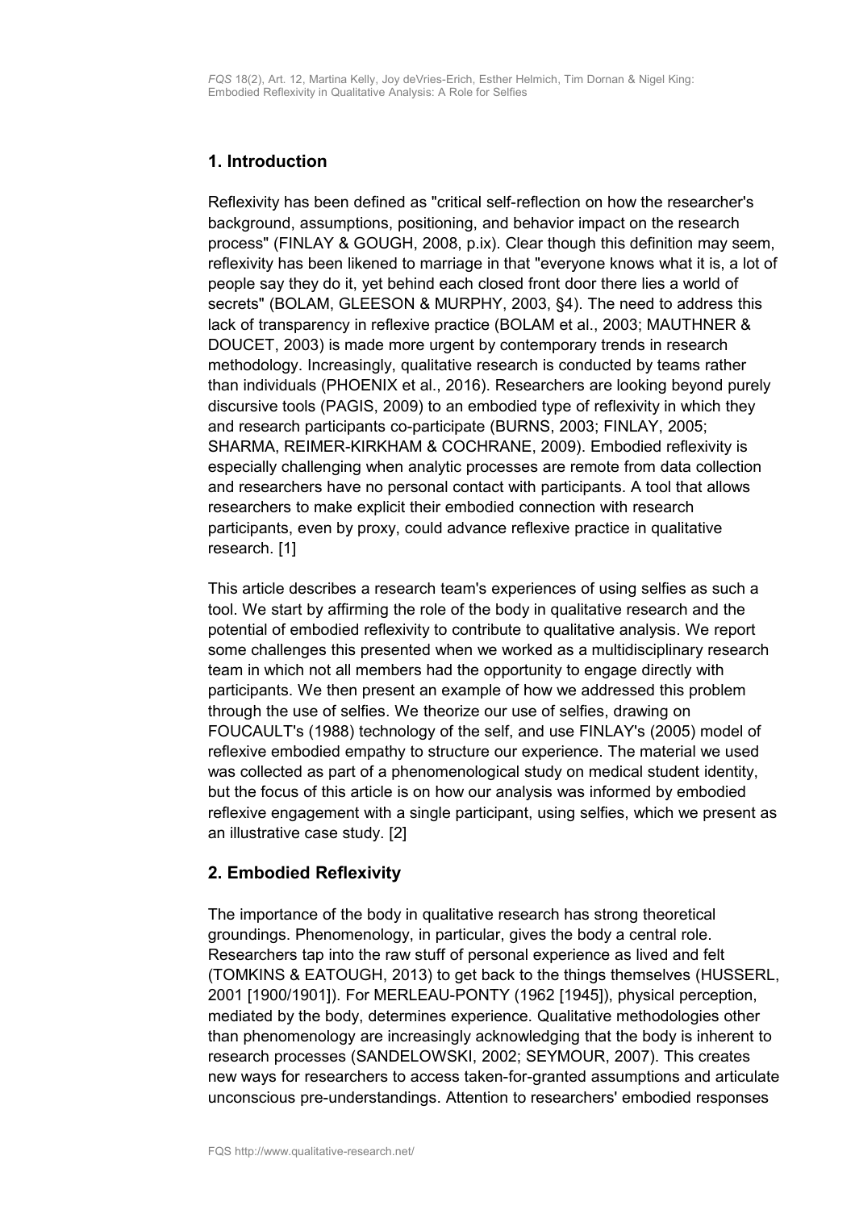## 1. Introduction

Reflexivity has been defined as "critical self-reflection on how the researcher's background, assumptions, positioning, and behavior impact on the research process" (FINLAY & GOUGH, 2008, p.ix). Clear though this definition may seem, reflexivity has been likened to marriage in that "everyone knows what it is, a lot of people say they do it, yet behind each closed front door there lies a world of secrets" (BOLAM, GLEESON & MURPHY, 2003, §4). The need to address this lack of transparency in reflexive practice (BOLAM et al., 2003; MAUTHNER & DOUCET, 2003) is made more urgent by contemporary trends in research methodology. Increasingly, qualitative research is conducted by teams rather than individuals (PHOENIX et al., 2016). Researchers are looking beyond purely discursive tools (PAGIS, 2009) to an embodied type of reflexivity in which they and research participants co-participate (BURNS, 2003; FINLAY, 2005; SHARMA, REIMER-KIRKHAM & COCHRANE, 2009). Embodied reflexivity is especially challenging when analytic processes are remote from data collection and researchers have no personal contact with participants. A tool that allows researchers to make explicit their embodied connection with research participants, even by proxy, could advance reflexive practice in qualitative research. [1]

This article describes a research team's experiences of using selfies as such a tool. We start by affirming the role of the body in qualitative research and the potential of embodied reflexivity to contribute to qualitative analysis. We report some challenges this presented when we worked as a multidisciplinary research team in which not all members had the opportunity to engage directly with participants. We then present an example of how we addressed this problem through the use of selfies. We theorize our use of selfies, drawing on FOUCAULT's (1988) technology of the self, and use FINLAY's (2005) model of reflexive embodied empathy to structure our experience. The material we used was collected as part of a phenomenological study on medical student identity, but the focus of this article is on how our analysis was informed by embodied reflexive engagement with a single participant, using selfies, which we present as an illustrative case study. [2]

## 2. Embodied Reflexivity

The importance of the body in qualitative research has strong theoretical groundings. Phenomenology, in particular, gives the body a central role. Researchers tap into the raw stuff of personal experience as lived and felt (TOMKINS & EATOUGH, 2013) to get back to the things themselves (HUSSERL, 2001 [1900/1901]). For MERLEAU-PONTY (1962 [1945]), physical perception, mediated by the body, determines experience. Qualitative methodologies other than phenomenology are increasingly acknowledging that the body is inherent to research processes (SANDELOWSKI, 2002; SEYMOUR, 2007). This creates new ways for researchers to access taken-for-granted assumptions and articulate unconscious pre-understandings. Attention to researchers' embodied responses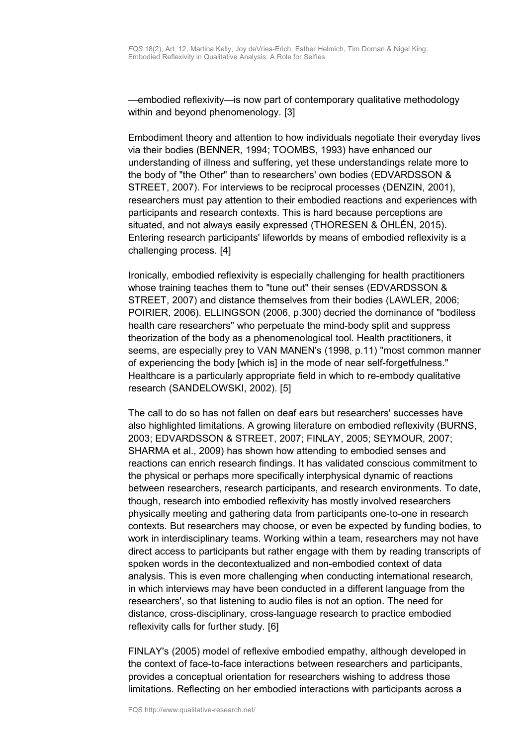—embodied reflexivity—is now part of contemporary qualitative methodology within and beyond phenomenology. [3]

Embodiment theory and attention to how individuals negotiate their everyday lives via their bodies (BENNER, 1994; TOOMBS, 1993) have enhanced our understanding of illness and suffering, yet these understandings relate more to the body of "the Other" than to researchers' own bodies (EDVARDSSON & STREET, 2007). For interviews to be reciprocal processes (DENZIN, 2001), researchers must pay attention to their embodied reactions and experiences with participants and research contexts. This is hard because perceptions are situated, and not always easily expressed (THORESEN & ÖHLÉN, 2015). Entering research participants' lifeworlds by means of embodied reflexivity is a challenging process. [4]

Ironically, embodied reflexivity is especially challenging for health practitioners whose training teaches them to "tune out" their senses (EDVARDSSON & STREET, 2007) and distance themselves from their bodies (LAWLER, 2006; POIRIER, 2006). ELLINGSON (2006, p.300) decried the dominance of "bodiless health care researchers" who perpetuate the mind-body split and suppress theorization of the body as a phenomenological tool. Health practitioners, it seems, are especially prey to VAN MANEN's (1998, p.11) "most common manner of experiencing the body [which is] in the mode of near self-forgetfulness." Healthcare is a particularly appropriate field in which to re-embody qualitative research (SANDELOWSKI, 2002). [5]

The call to do so has not fallen on deaf ears but researchers' successes have also highlighted limitations. A growing literature on embodied reflexivity (BURNS, 2003; EDVARDSSON & STREET, 2007; FINLAY, 2005; SEYMOUR, 2007; SHARMA et al., 2009) has shown how attending to embodied senses and reactions can enrich research findings. It has validated conscious commitment to the physical or perhaps more specifically interphysical dynamic of reactions between researchers, research participants, and research environments. To date, though, research into embodied reflexivity has mostly involved researchers physically meeting and gathering data from participants one-to-one in research contexts. But researchers may choose, or even be expected by funding bodies, to work in interdisciplinary teams. Working within a team, researchers may not have direct access to participants but rather engage with them by reading transcripts of spoken words in the decontextualized and non-embodied context of data analysis. This is even more challenging when conducting international research, in which interviews may have been conducted in a different language from the researchers', so that listening to audio files is not an option. The need for distance, cross-disciplinary, cross-language research to practice embodied reflexivity calls for further study. [6]

FINLAY's (2005) model of reflexive embodied empathy, although developed in the context of face-to-face interactions between researchers and participants, provides a conceptual orientation for researchers wishing to address those limitations. Reflecting on her embodied interactions with participants across a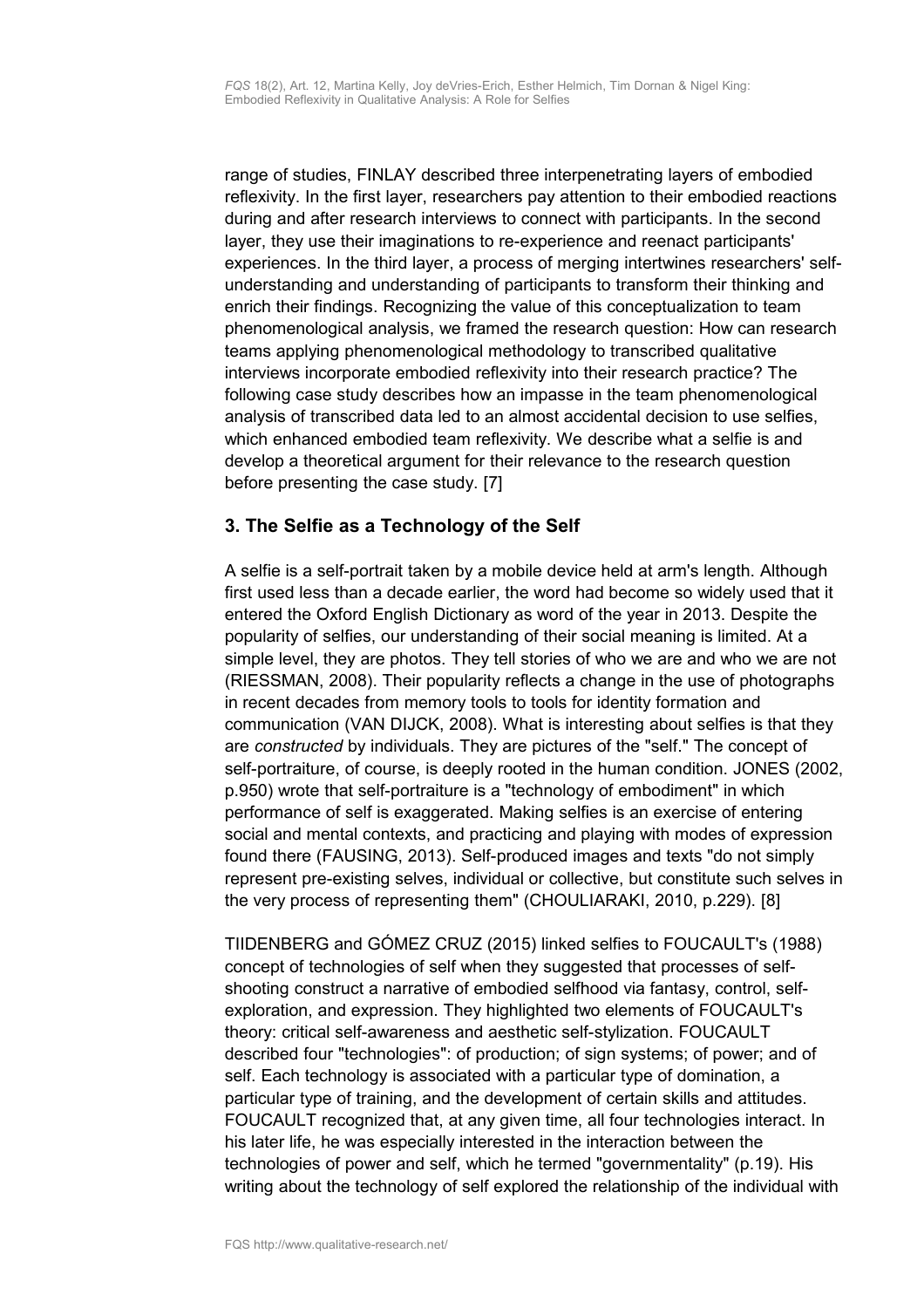range of studies, FINLAY described three interpenetrating layers of embodied reflexivity. In the first layer, researchers pay attention to their embodied reactions during and after research interviews to connect with participants. In the second layer, they use their imaginations to re-experience and reenact participants' experiences. In the third layer, a process of merging intertwines researchers' self-understanding and understanding of participants to transform their thinking and enrich their findings. Recognizing the value of this conceptualization to team phenomenological analysis, we framed the research question: How can research teams applying phenomenological methodology to transcribed qualitative interviews incorporate embodied reflexivity into their research practice? The following case study describes how an impasse in the team phenomenological analysis of transcribed data led to an almost accidental decision to use selfies, which enhanced embodied team reflexivity. We describe what a selfie is and develop a theoretical argument for their relevance to the research question before presenting the case study. [7]

## 3. The Selfie as a Technology of the Self

A selfie is a self-portrait taken by a mobile device held at arm's length. Although first used less than a decade earlier, the word had become so widely used that it entered the Oxford English Dictionary as word of the year in 2013. Despite the popularity of selfies, our understanding of their social meaning is limited. At a simple level, they are photos. They tell stories of who we are and who we are not (RIESSMAN, 2008). Their popularity reflects a change in the use of photographs in recent decades from memory tools to tools for identity formation and communication (VAN DIJCK, 2008). What is interesting about selfies is that they are *constructed* by individuals. They are pictures of the "self." The concept of self-portraiture, of course, is deeply rooted in the human condition. JONES (2002, p.950) wrote that self-portraiture is a "technology of embodiment" in which performance of self is exaggerated. Making selfies is an exercise of entering social and mental contexts, and practicing and playing with modes of expression found there (FAUSING, 2013). Self-produced images and texts "do not simply represent pre-existing selves, individual or collective, but constitute such selves in the very process of representing them" (CHOULIARAKI, 2010, p.229). [8]

TIIDENBERG and GÓMEZ CRUZ (2015) linked selfies to FOUCAULT's (1988) concept of technologies of self when they suggested that processes of self-shooting construct a narrative of embodied selfhood via fantasy, control, self-exploration, and expression. They highlighted two elements of FOUCAULT's theory: critical self-awareness and aesthetic self-stylization. FOUCAULT described four "technologies": of production; of sign systems; of power; and of self. Each technology is associated with a particular type of domination, a particular type of training, and the development of certain skills and attitudes. FOUCAULT recognized that, at any given time, all four technologies interact. In his later life, he was especially interested in the interaction between the technologies of power and self, which he termed "governmentality" (p.19). His writing about the technology of self explored the relationship of the individual with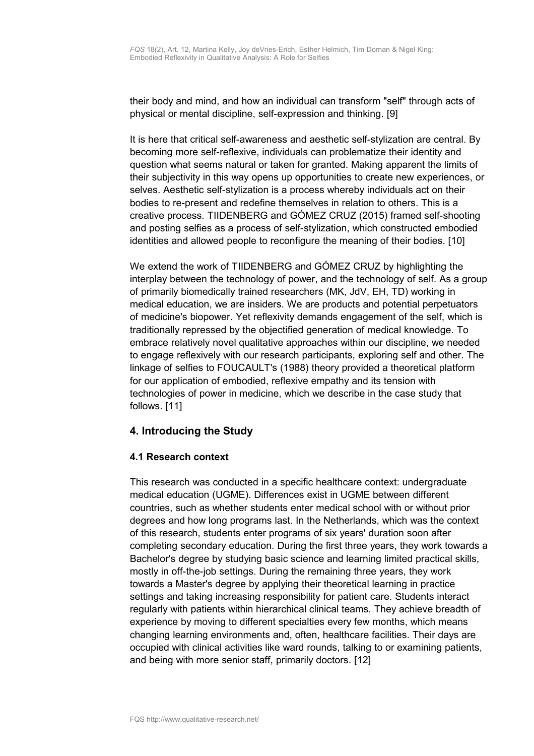their body and mind, and how an individual can transform "self" through acts of physical or mental discipline, self-expression and thinking. [9]

It is here that critical self-awareness and aesthetic self-stylization are central. By becoming more self-reflexive, individuals can problematize their identity and question what seems natural or taken for granted. Making apparent the limits of their subjectivity in this way opens up opportunities to create new experiences, or selves. Aesthetic self-stylization is a process whereby individuals act on their bodies to re-present and redefine themselves in relation to others. This is a creative process. TIIDENBERG and GÓMEZ CRUZ (2015) framed self-shooting and posting selfies as a process of self-stylization, which constructed embodied identities and allowed people to reconfigure the meaning of their bodies. [10]

We extend the work of TIIDENBERG and GÓMEZ CRUZ by highlighting the interplay between the technology of power, and the technology of self. As a group of primarily biomedically trained researchers (MK, JdV, EH, TD) working in medical education, we are insiders. We are products and potential perpetuators of medicine's biopower. Yet reflexivity demands engagement of the self, which is traditionally repressed by the objectified generation of medical knowledge. To embrace relatively novel qualitative approaches within our discipline, we needed to engage reflexively with our research participants, exploring self and other. The linkage of selfies to FOUCAULT's (1988) theory provided a theoretical platform for our application of embodied, reflexive empathy and its tension with technologies of power in medicine, which we describe in the case study that follows. [11]

## 4. Introducing the Study

### 4.1 Research context

This research was conducted in a specific healthcare context: undergraduate medical education (UGME). Differences exist in UGME between different countries, such as whether students enter medical school with or without prior degrees and how long programs last. In the Netherlands, which was the context of this research, students enter programs of six years' duration soon after completing secondary education. During the first three years, they work towards a Bachelor's degree by studying basic science and learning limited practical skills, mostly in off-the-job settings. During the remaining three years, they work towards a Master's degree by applying their theoretical learning in practice settings and taking increasing responsibility for patient care. Students interact regularly with patients within hierarchical clinical teams. They achieve breadth of experience by moving to different specialties every few months, which means changing learning environments and, often, healthcare facilities. Their days are occupied with clinical activities like ward rounds, talking to or examining patients, and being with more senior staff, primarily doctors. [12]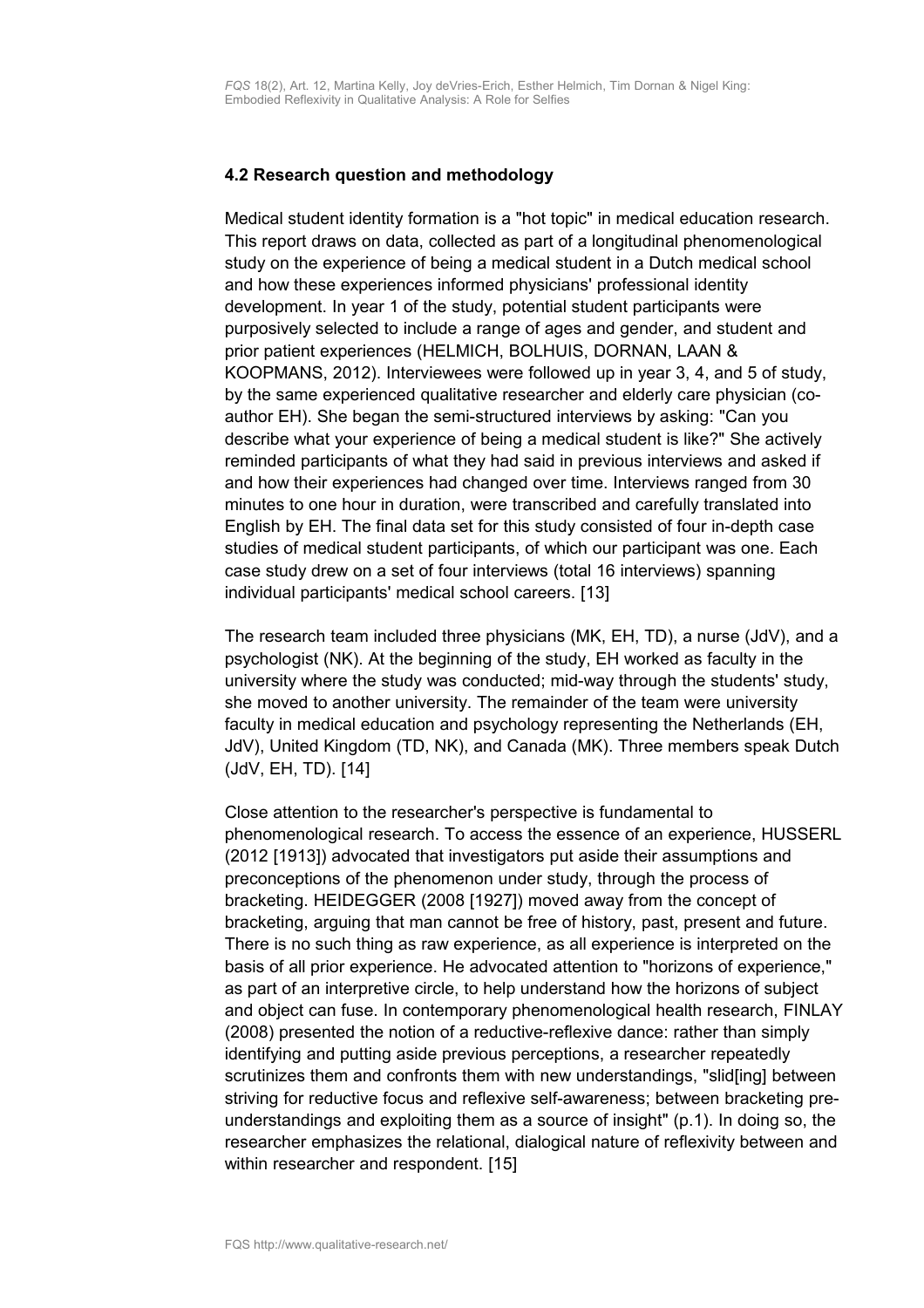### 4.2 Research question and methodology

Medical student identity formation is a "hot topic" in medical education research. This report draws on data, collected as part of a longitudinal phenomenological study on the experience of being a medical student in a Dutch medical school and how these experiences informed physicians' professional identity development. In year 1 of the study, potential student participants were purposively selected to include a range of ages and gender, and student and prior patient experiences (HELMICH, BOLHUIS, DORNAN, LAAN & KOOPMANS, 2012). Interviewees were followed up in year 3, 4, and 5 of study, by the same experienced qualitative researcher and elderly care physician (co-author EH). She began the semi-structured interviews by asking: "Can you describe what your experience of being a medical student is like?" She actively reminded participants of what they had said in previous interviews and asked if and how their experiences had changed over time. Interviews ranged from 30 minutes to one hour in duration, were transcribed and carefully translated into English by EH. The final data set for this study consisted of four in-depth case studies of medical student participants, of which our participant was one. Each case study drew on a set of four interviews (total 16 interviews) spanning individual participants' medical school careers. [13]

The research team included three physicians (MK, EH, TD), a nurse (JdV), and a psychologist (NK). At the beginning of the study, EH worked as faculty in the university where the study was conducted; mid-way through the students' study, she moved to another university. The remainder of the team were university faculty in medical education and psychology representing the Netherlands (EH, JdV), United Kingdom (TD, NK), and Canada (MK). Three members speak Dutch (JdV, EH, TD). [14]

Close attention to the researcher's perspective is fundamental to phenomenological research. To access the essence of an experience, HUSSERL (2012 [1913]) advocated that investigators put aside their assumptions and preconceptions of the phenomenon under study, through the process of bracketing. HEIDEGGER (2008 [1927]) moved away from the concept of bracketing, arguing that man cannot be free of history, past, present and future. There is no such thing as raw experience, as all experience is interpreted on the basis of all prior experience. He advocated attention to "horizons of experience," as part of an interpretive circle, to help understand how the horizons of subject and object can fuse. In contemporary phenomenological health research, FINLAY (2008) presented the notion of a reductive-reflexive dance: rather than simply identifying and putting aside previous perceptions, a researcher repeatedly scrutinizes them and confronts them with new understandings, "slid[ing] between striving for reductive focus and reflexive self-awareness; between bracketing pre-understandings and exploiting them as a source of insight" (p.1). In doing so, the researcher emphasizes the relational, dialogical nature of reflexivity between and within researcher and respondent. [15]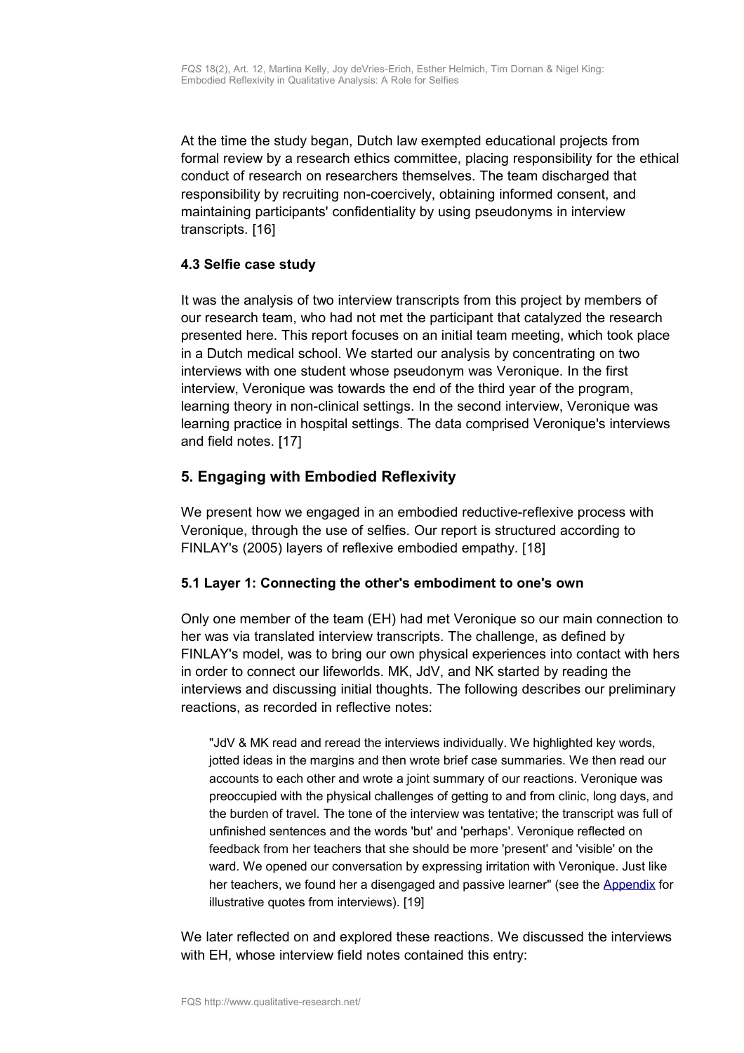At the time the study began, Dutch law exempted educational projects from formal review by a research ethics committee, placing responsibility for the ethical conduct of research on researchers themselves. The team discharged that responsibility by recruiting non-coercively, obtaining informed consent, and maintaining participants' confidentiality by using pseudonyms in interview transcripts. [16]

### 4.3 Selfie case study

It was the analysis of two interview transcripts from this project by members of our research team, who had not met the participant that catalyzed the research presented here. This report focuses on an initial team meeting, which took place in a Dutch medical school. We started our analysis by concentrating on two interviews with one student whose pseudonym was Veronique. In the first interview, Veronique was towards the end of the third year of the program, learning theory in non-clinical settings. In the second interview, Veronique was learning practice in hospital settings. The data comprised Veronique's interviews and field notes. [17]

## 5. Engaging with Embodied Reflexivity

We present how we engaged in an embodied reductive-reflexive process with Veronique, through the use of selfies. Our report is structured according to FINLAY's (2005) layers of reflexive embodied empathy. [18]

### 5.1 Layer 1: Connecting the other's embodiment to one's own

Only one member of the team (EH) had met Veronique so our main connection to her was via translated interview transcripts. The challenge, as defined by FINLAY's model, was to bring our own physical experiences into contact with hers in order to connect our lifeworlds. MK, JdV, and NK started by reading the interviews and discussing initial thoughts. The following describes our preliminary reactions, as recorded in reflective notes:

> "JdV & MK read and reread the interviews individually. We highlighted key words, jotted ideas in the margins and then wrote brief case summaries. We then read our accounts to each other and wrote a joint summary of our reactions. Veronique was preoccupied with the physical challenges of getting to and from clinic, long days, and the burden of travel. The tone of the interview was tentative; the transcript was full of unfinished sentences and the words 'but' and 'perhaps'. Veronique reflected on feedback from her teachers that she should be more 'present' and 'visible' on the ward. We opened our conversation by expressing irritation with Veronique. Just like her teachers, we found her a disengaged and passive learner" (see the Appendix for illustrative quotes from interviews). [19]

We later reflected on and explored these reactions. We discussed the interviews with EH, whose interview field notes contained this entry: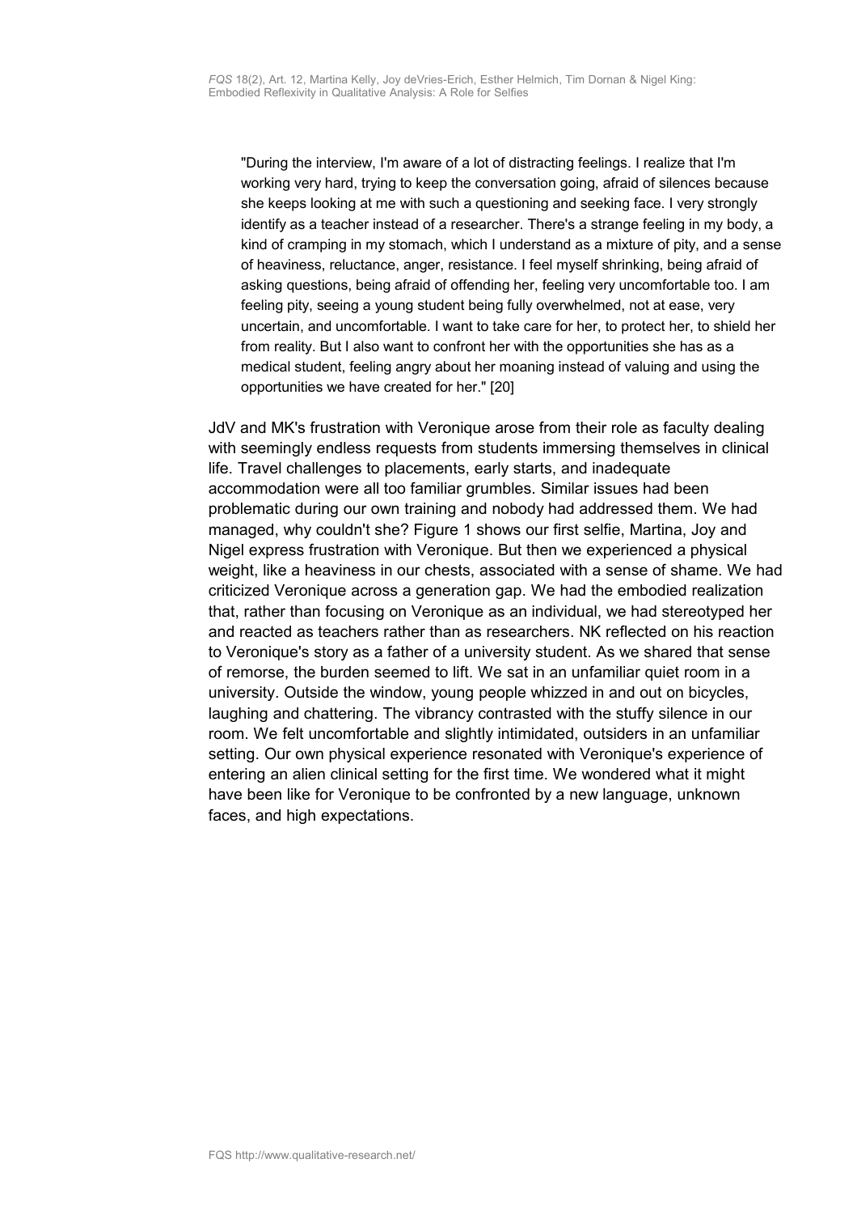> "During the interview, I'm aware of a lot of distracting feelings. I realize that I'm working very hard, trying to keep the conversation going, afraid of silences because she keeps looking at me with such a questioning and seeking face. I very strongly identify as a teacher instead of a researcher. There's a strange feeling in my body, a kind of cramping in my stomach, which I understand as a mixture of pity, and a sense of heaviness, reluctance, anger, resistance. I feel myself shrinking, being afraid of asking questions, being afraid of offending her, feeling very uncomfortable too. I am feeling pity, seeing a young student being fully overwhelmed, not at ease, very uncertain, and uncomfortable. I want to take care for her, to protect her, to shield her from reality. But I also want to confront her with the opportunities she has as a medical student, feeling angry about her moaning instead of valuing and using the opportunities we have created for her." [20]

JdV and MK's frustration with Veronique arose from their role as faculty dealing with seemingly endless requests from students immersing themselves in clinical life. Travel challenges to placements, early starts, and inadequate accommodation were all too familiar grumbles. Similar issues had been problematic during our own training and nobody had addressed them. We had managed, why couldn't she? Figure 1 shows our first selfie, Martina, Joy and Nigel express frustration with Veronique. But then we experienced a physical weight, like a heaviness in our chests, associated with a sense of shame. We had criticized Veronique across a generation gap. We had the embodied realization that, rather than focusing on Veronique as an individual, we had stereotyped her and reacted as teachers rather than as researchers. NK reflected on his reaction to Veronique's story as a father of a university student. As we shared that sense of remorse, the burden seemed to lift. We sat in an unfamiliar quiet room in a university. Outside the window, young people whizzed in and out on bicycles, laughing and chattering. The vibrancy contrasted with the stuffy silence in our room. We felt uncomfortable and slightly intimidated, outsiders in an unfamiliar setting. Our own physical experience resonated with Veronique's experience of entering an alien clinical setting for the first time. We wondered what it might have been like for Veronique to be confronted by a new language, unknown faces, and high expectations.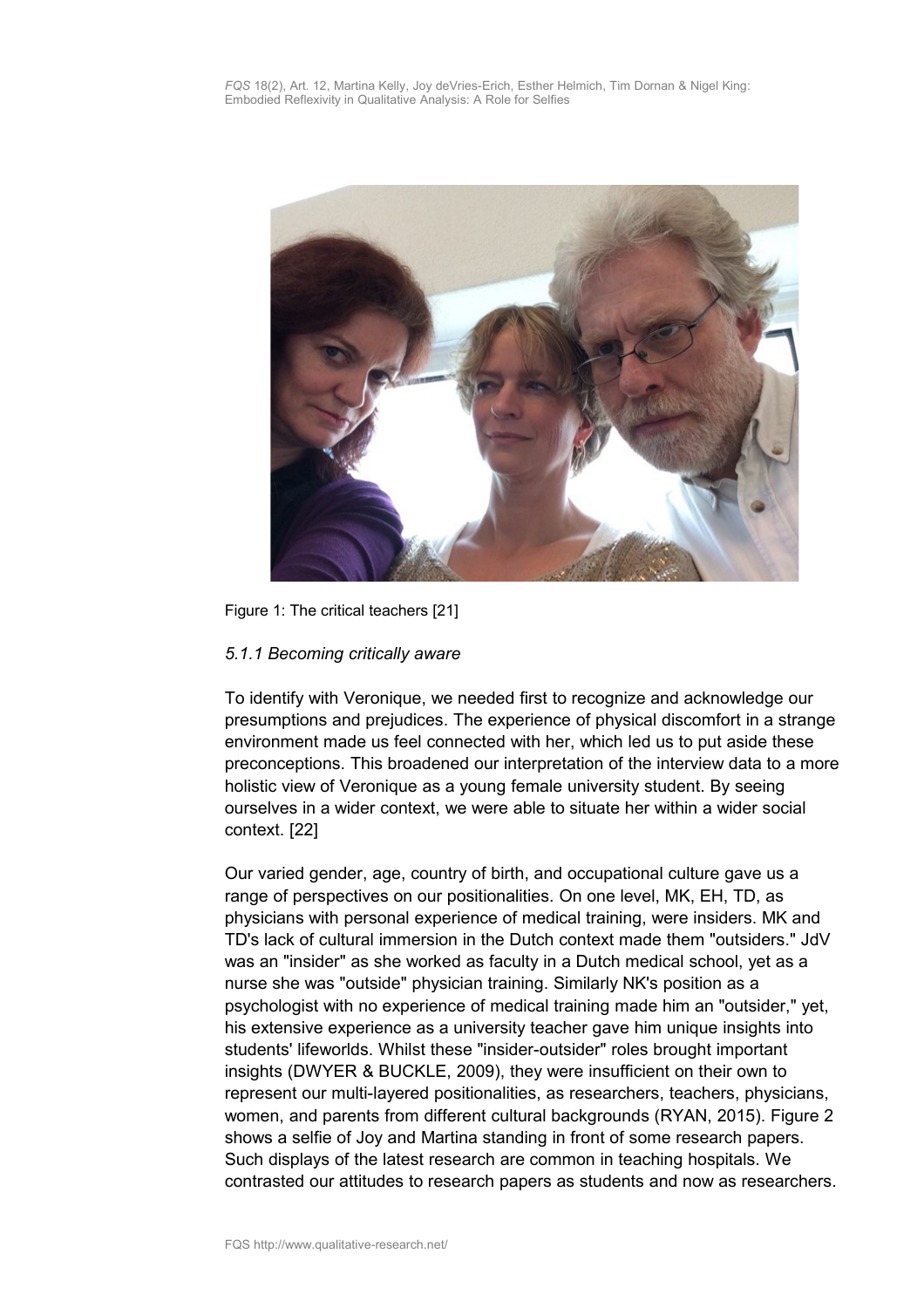Figure 1: The critical teachers [21]

### *5.1.1 Becoming critically aware*

To identify with Veronique, we needed first to recognize and acknowledge our presumptions and prejudices. The experience of physical discomfort in a strange environment made us feel connected with her, which led us to put aside these preconceptions. This broadened our interpretation of the interview data to a more holistic view of Veronique as a young female university student. By seeing ourselves in a wider context, we were able to situate her within a wider social context. [22]

Our varied gender, age, country of birth, and occupational culture gave us a range of perspectives on our positionalities. On one level, MK, EH, TD, as physicians with personal experience of medical training, were insiders. MK and TD's lack of cultural immersion in the Dutch context made them "outsiders." JdV was an "insider" as she worked as faculty in a Dutch medical school, yet as a nurse she was "outside" physician training. Similarly NK's position as a psychologist with no experience of medical training made him an "outsider," yet, his extensive experience as a university teacher gave him unique insights into students' lifeworlds. Whilst these "insider-outsider" roles brought important insights (DWYER & BUCKLE, 2009), they were insufficient on their own to represent our multi-layered positionalities, as researchers, teachers, physicians, women, and parents from different cultural backgrounds (RYAN, 2015). Figure 2 shows a selfie of Joy and Martina standing in front of some research papers. Such displays of the latest research are common in teaching hospitals. We contrasted our attitudes to research papers as students and now as researchers.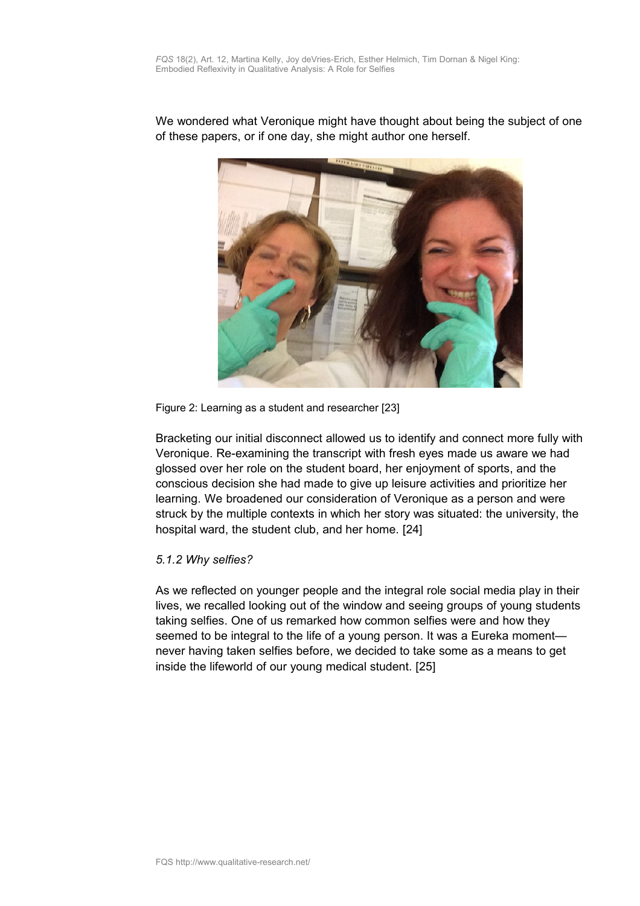We wondered what Veronique might have thought about being the subject of one of these papers, or if one day, she might author one herself.

Figure 2: Learning as a student and researcher [23]

Bracketing our initial disconnect allowed us to identify and connect more fully with Veronique. Re-examining the transcript with fresh eyes made us aware we had glossed over her role on the student board, her enjoyment of sports, and the conscious decision she had made to give up leisure activities and prioritize her learning. We broadened our consideration of Veronique as a person and were struck by the multiple contexts in which her story was situated: the university, the hospital ward, the student club, and her home. [24]

*5.1.2 Why selfies?*

As we reflected on younger people and the integral role social media play in their lives, we recalled looking out of the window and seeing groups of young students taking selfies. One of us remarked how common selfies were and how they seemed to be integral to the life of a young person. It was a Eureka moment—never having taken selfies before, we decided to take some as a means to get inside the lifeworld of our young medical student. [25]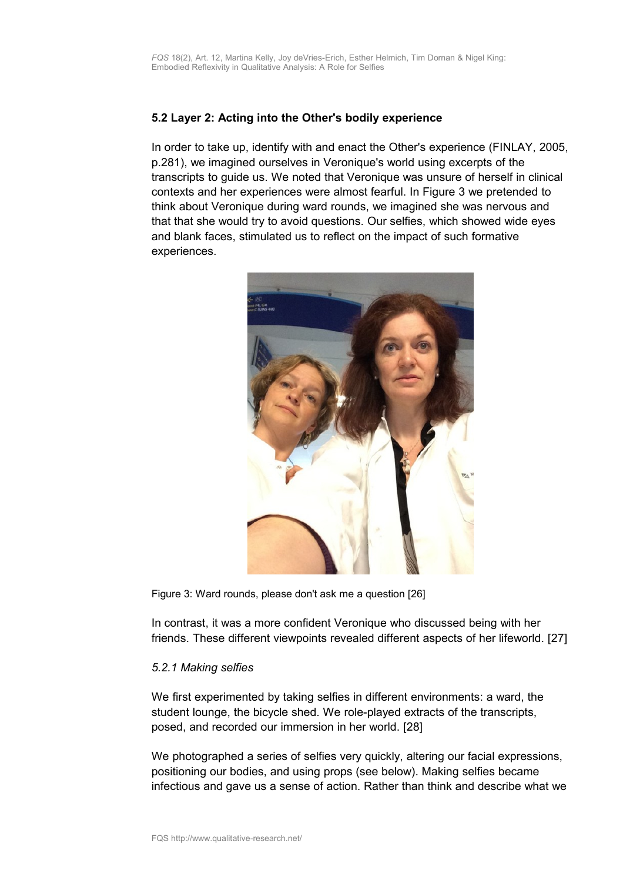### 5.2 Layer 2: Acting into the Other's bodily experience

In order to take up, identify with and enact the Other's experience (FINLAY, 2005, p.281), we imagined ourselves in Veronique's world using excerpts of the transcripts to guide us. We noted that Veronique was unsure of herself in clinical contexts and her experiences were almost fearful. In Figure 3 we pretended to think about Veronique during ward rounds, we imagined she was nervous and that that she would try to avoid questions. Our selfies, which showed wide eyes and blank faces, stimulated us to reflect on the impact of such formative experiences.

Figure 3: Ward rounds, please don't ask me a question [26]

In contrast, it was a more confident Veronique who discussed being with her friends. These different viewpoints revealed different aspects of her lifeworld. [27]

#### *5.2.1 Making selfies*

We first experimented by taking selfies in different environments: a ward, the student lounge, the bicycle shed. We role-played extracts of the transcripts, posed, and recorded our immersion in her world. [28]

We photographed a series of selfies very quickly, altering our facial expressions, positioning our bodies, and using props (see below). Making selfies became infectious and gave us a sense of action. Rather than think and describe what we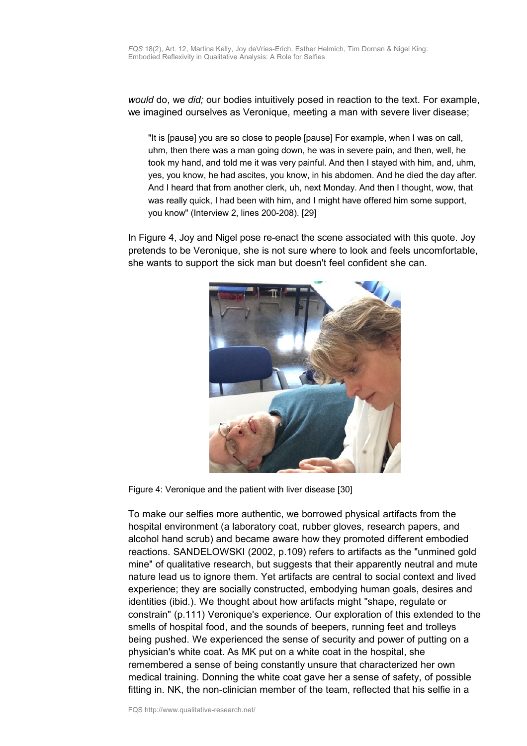*would* do, we *did;* our bodies intuitively posed in reaction to the text. For example, we imagined ourselves as Veronique, meeting a man with severe liver disease;

> "It is [pause] you are so close to people [pause] For example, when I was on call, uhm, then there was a man going down, he was in severe pain, and then, well, he took my hand, and told me it was very painful. And then I stayed with him, and, uhm, yes, you know, he had ascites, you know, in his abdomen. And he died the day after. And I heard that from another clerk, uh, next Monday. And then I thought, wow, that was really quick, I had been with him, and I might have offered him some support, you know" (Interview 2, lines 200-208). [29]

In Figure 4, Joy and Nigel pose re-enact the scene associated with this quote. Joy pretends to be Veronique, she is not sure where to look and feels uncomfortable, she wants to support the sick man but doesn't feel confident she can.

Figure 4: Veronique and the patient with liver disease [30]

To make our selfies more authentic, we borrowed physical artifacts from the hospital environment (a laboratory coat, rubber gloves, research papers, and alcohol hand scrub) and became aware how they promoted different embodied reactions. SANDELOWSKI (2002, p.109) refers to artifacts as the "unmined gold mine" of qualitative research, but suggests that their apparently neutral and mute nature lead us to ignore them. Yet artifacts are central to social context and lived experience; they are socially constructed, embodying human goals, desires and identities (ibid.). We thought about how artifacts might "shape, regulate or constrain" (p.111) Veronique's experience. Our exploration of this extended to the smells of hospital food, and the sounds of beepers, running feet and trolleys being pushed. We experienced the sense of security and power of putting on a physician's white coat. As MK put on a white coat in the hospital, she remembered a sense of being constantly unsure that characterized her own medical training. Donning the white coat gave her a sense of safety, of possible fitting in. NK, the non-clinician member of the team, reflected that his selfie in a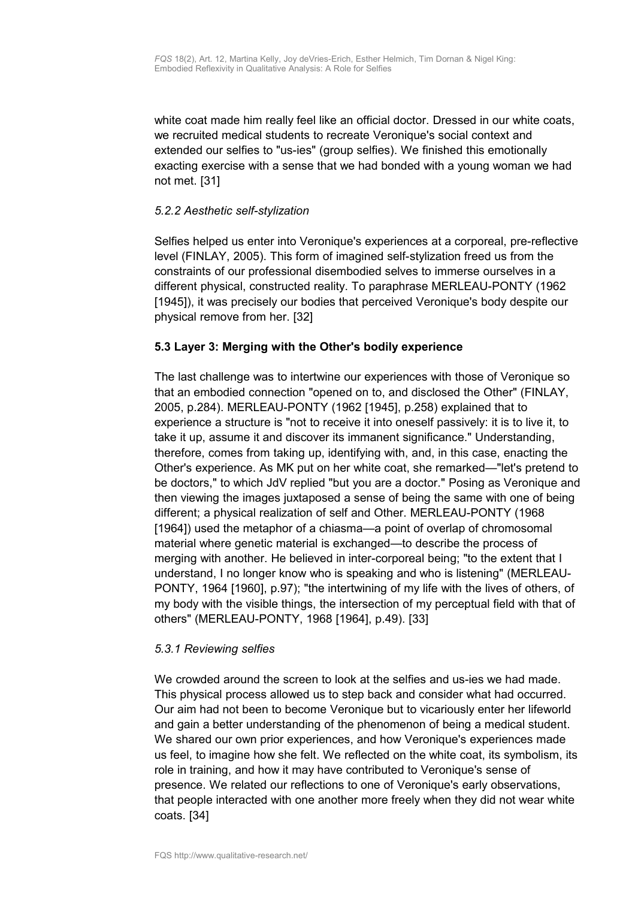white coat made him really feel like an official doctor. Dressed in our white coats, we recruited medical students to recreate Veronique's social context and extended our selfies to "us-ies" (group selfies). We finished this emotionally exacting exercise with a sense that we had bonded with a young woman we had not met. [31]

#### *5.2.2 Aesthetic self-stylization*

Selfies helped us enter into Veronique's experiences at a corporeal, pre-reflective level (FINLAY, 2005). This form of imagined self-stylization freed us from the constraints of our professional disembodied selves to immerse ourselves in a different physical, constructed reality. To paraphrase MERLEAU-PONTY (1962 [1945]), it was precisely our bodies that perceived Veronique's body despite our physical remove from her. [32]

### **5.3 Layer 3: Merging with the Other's bodily experience**

The last challenge was to intertwine our experiences with those of Veronique so that an embodied connection "opened on to, and disclosed the Other" (FINLAY, 2005, p.284). MERLEAU-PONTY (1962 [1945], p.258) explained that to experience a structure is "not to receive it into oneself passively: it is to live it, to take it up, assume it and discover its immanent significance." Understanding, therefore, comes from taking up, identifying with, and, in this case, enacting the Other's experience. As MK put on her white coat, she remarked—"let's pretend to be doctors," to which JdV replied "but you are a doctor." Posing as Veronique and then viewing the images juxtaposed a sense of being the same with one of being different; a physical realization of self and Other. MERLEAU-PONTY (1968 [1964]) used the metaphor of a chiasma—a point of overlap of chromosomal material where genetic material is exchanged—to describe the process of merging with another. He believed in inter-corporeal being; "to the extent that I understand, I no longer know who is speaking and who is listening" (MERLEAU-PONTY, 1964 [1960], p.97); "the intertwining of my life with the lives of others, of my body with the visible things, the intersection of my perceptual field with that of others" (MERLEAU-PONTY, 1968 [1964], p.49). [33]

#### *5.3.1 Reviewing selfies*

We crowded around the screen to look at the selfies and us-ies we had made. This physical process allowed us to step back and consider what had occurred. Our aim had not been to become Veronique but to vicariously enter her lifeworld and gain a better understanding of the phenomenon of being a medical student. We shared our own prior experiences, and how Veronique's experiences made us feel, to imagine how she felt. We reflected on the white coat, its symbolism, its role in training, and how it may have contributed to Veronique's sense of presence. We related our reflections to one of Veronique's early observations, that people interacted with one another more freely when they did not wear white coats. [34]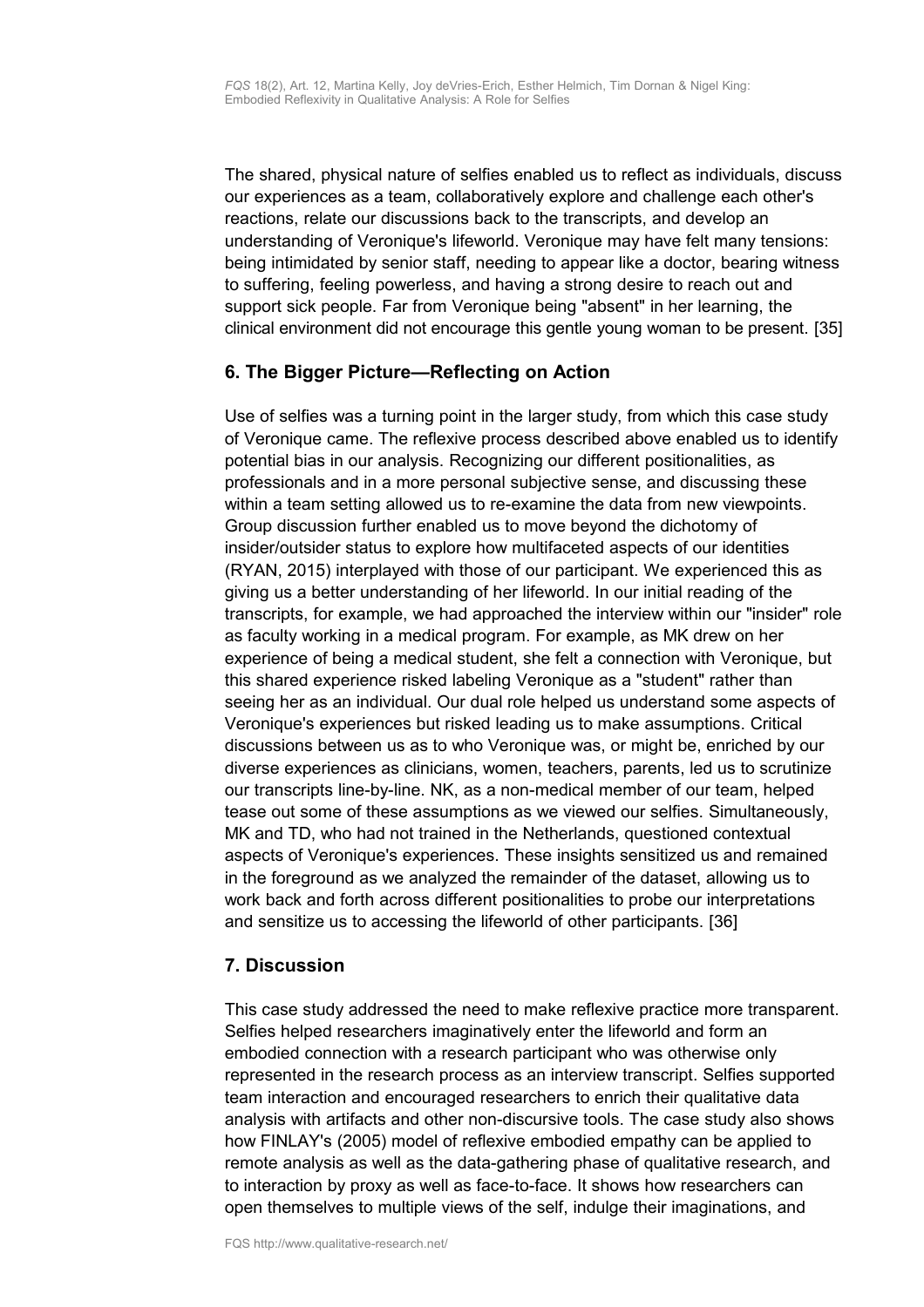The shared, physical nature of selfies enabled us to reflect as individuals, discuss our experiences as a team, collaboratively explore and challenge each other's reactions, relate our discussions back to the transcripts, and develop an understanding of Veronique's lifeworld. Veronique may have felt many tensions: being intimidated by senior staff, needing to appear like a doctor, bearing witness to suffering, feeling powerless, and having a strong desire to reach out and support sick people. Far from Veronique being "absent" in her learning, the clinical environment did not encourage this gentle young woman to be present. [35]

## 6. The Bigger Picture—Reflecting on Action

Use of selfies was a turning point in the larger study, from which this case study of Veronique came. The reflexive process described above enabled us to identify potential bias in our analysis. Recognizing our different positionalities, as professionals and in a more personal subjective sense, and discussing these within a team setting allowed us to re-examine the data from new viewpoints. Group discussion further enabled us to move beyond the dichotomy of insider/outsider status to explore how multifaceted aspects of our identities (RYAN, 2015) interplayed with those of our participant. We experienced this as giving us a better understanding of her lifeworld. In our initial reading of the transcripts, for example, we had approached the interview within our "insider" role as faculty working in a medical program. For example, as MK drew on her experience of being a medical student, she felt a connection with Veronique, but this shared experience risked labeling Veronique as a "student" rather than seeing her as an individual. Our dual role helped us understand some aspects of Veronique's experiences but risked leading us to make assumptions. Critical discussions between us as to who Veronique was, or might be, enriched by our diverse experiences as clinicians, women, teachers, parents, led us to scrutinize our transcripts line-by-line. NK, as a non-medical member of our team, helped tease out some of these assumptions as we viewed our selfies. Simultaneously, MK and TD, who had not trained in the Netherlands, questioned contextual aspects of Veronique's experiences. These insights sensitized us and remained in the foreground as we analyzed the remainder of the dataset, allowing us to work back and forth across different positionalities to probe our interpretations and sensitize us to accessing the lifeworld of other participants. [36]

## 7. Discussion

This case study addressed the need to make reflexive practice more transparent. Selfies helped researchers imaginatively enter the lifeworld and form an embodied connection with a research participant who was otherwise only represented in the research process as an interview transcript. Selfies supported team interaction and encouraged researchers to enrich their qualitative data analysis with artifacts and other non-discursive tools. The case study also shows how FINLAY's (2005) model of reflexive embodied empathy can be applied to remote analysis as well as the data-gathering phase of qualitative research, and to interaction by proxy as well as face-to-face. It shows how researchers can open themselves to multiple views of the self, indulge their imaginations, and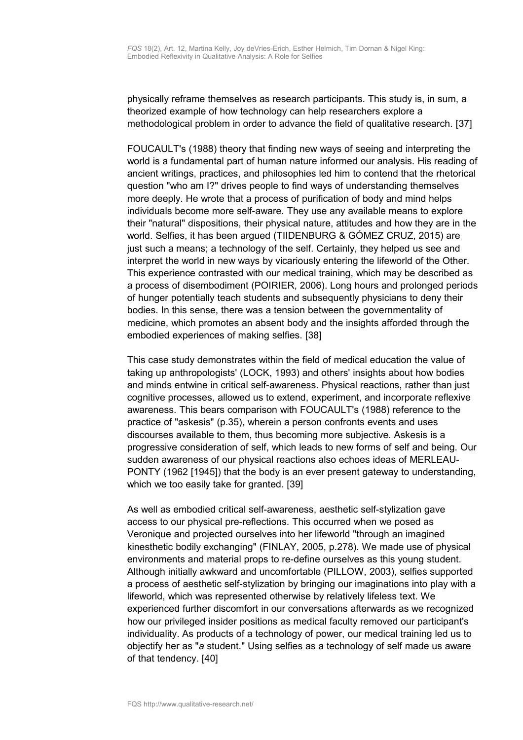physically reframe themselves as research participants. This study is, in sum, a theorized example of how technology can help researchers explore a methodological problem in order to advance the field of qualitative research. [37]

FOUCAULT's (1988) theory that finding new ways of seeing and interpreting the world is a fundamental part of human nature informed our analysis. His reading of ancient writings, practices, and philosophies led him to contend that the rhetorical question "who am I?" drives people to find ways of understanding themselves more deeply. He wrote that a process of purification of body and mind helps individuals become more self-aware. They use any available means to explore their "natural" dispositions, their physical nature, attitudes and how they are in the world. Selfies, it has been argued (TIIDENBURG & GÓMEZ CRUZ, 2015) are just such a means; a technology of the self. Certainly, they helped us see and interpret the world in new ways by vicariously entering the lifeworld of the Other. This experience contrasted with our medical training, which may be described as a process of disembodiment (POIRIER, 2006). Long hours and prolonged periods of hunger potentially teach students and subsequently physicians to deny their bodies. In this sense, there was a tension between the governmentality of medicine, which promotes an absent body and the insights afforded through the embodied experiences of making selfies. [38]

This case study demonstrates within the field of medical education the value of taking up anthropologists' (LOCK, 1993) and others' insights about how bodies and minds entwine in critical self-awareness. Physical reactions, rather than just cognitive processes, allowed us to extend, experiment, and incorporate reflexive awareness. This bears comparison with FOUCAULT's (1988) reference to the practice of "askesis" (p.35), wherein a person confronts events and uses discourses available to them, thus becoming more subjective. Askesis is a progressive consideration of self, which leads to new forms of self and being. Our sudden awareness of our physical reactions also echoes ideas of MERLEAU-PONTY (1962 [1945]) that the body is an ever present gateway to understanding, which we too easily take for granted. [39]

As well as embodied critical self-awareness, aesthetic self-stylization gave access to our physical pre-reflections. This occurred when we posed as Veronique and projected ourselves into her lifeworld "through an imagined kinesthetic bodily exchanging" (FINLAY, 2005, p.278). We made use of physical environments and material props to re-define ourselves as this young student. Although initially awkward and uncomfortable (PILLOW, 2003), selfies supported a process of aesthetic self-stylization by bringing our imaginations into play with a lifeworld, which was represented otherwise by relatively lifeless text. We experienced further discomfort in our conversations afterwards as we recognized how our privileged insider positions as medical faculty removed our participant's individuality. As products of a technology of power, our medical training led us to objectify her as "*a* student." Using selfies as a technology of self made us aware of that tendency. [40]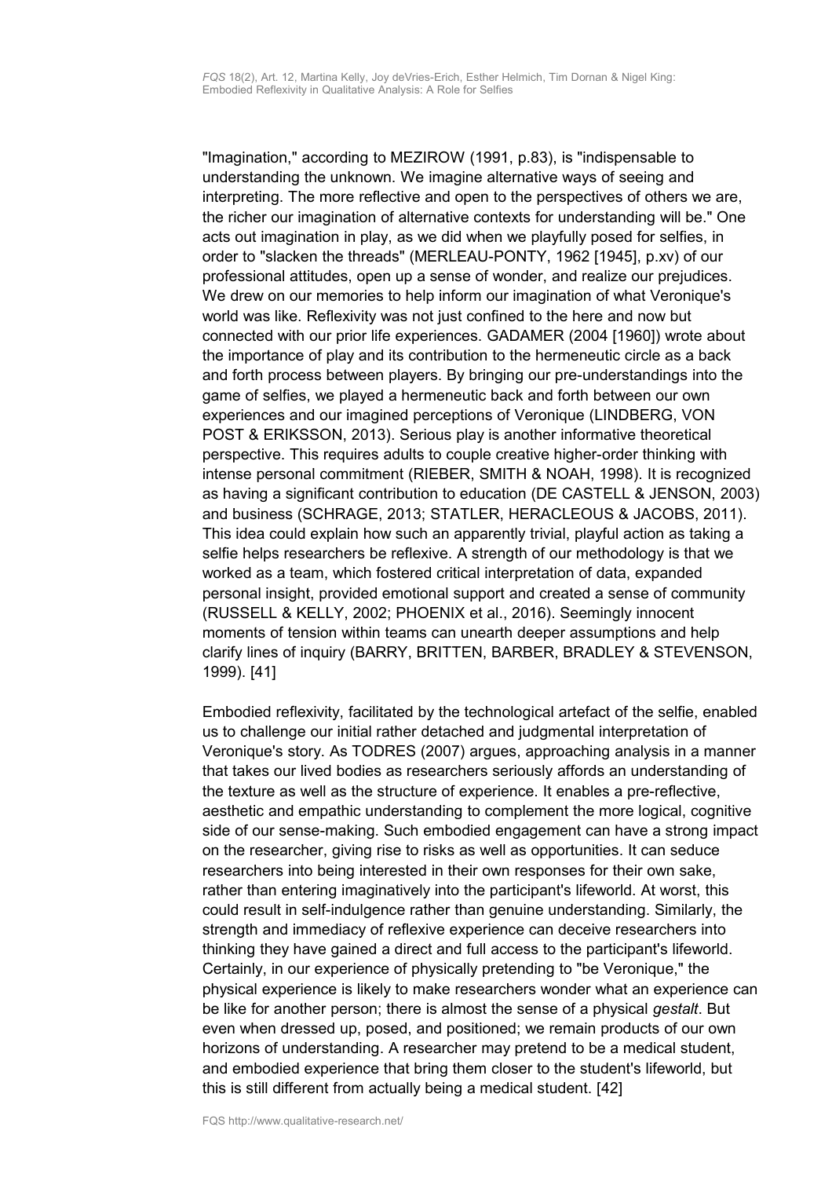"Imagination," according to MEZIROW (1991, p.83), is "indispensable to understanding the unknown. We imagine alternative ways of seeing and interpreting. The more reflective and open to the perspectives of others we are, the richer our imagination of alternative contexts for understanding will be." One acts out imagination in play, as we did when we playfully posed for selfies, in order to "slacken the threads" (MERLEAU-PONTY, 1962 [1945], p.xv) of our professional attitudes, open up a sense of wonder, and realize our prejudices. We drew on our memories to help inform our imagination of what Veronique's world was like. Reflexivity was not just confined to the here and now but connected with our prior life experiences. GADAMER (2004 [1960]) wrote about the importance of play and its contribution to the hermeneutic circle as a back and forth process between players. By bringing our pre-understandings into the game of selfies, we played a hermeneutic back and forth between our own experiences and our imagined perceptions of Veronique (LINDBERG, VON POST & ERIKSSON, 2013). Serious play is another informative theoretical perspective. This requires adults to couple creative higher-order thinking with intense personal commitment (RIEBER, SMITH & NOAH, 1998). It is recognized as having a significant contribution to education (DE CASTELL & JENSON, 2003) and business (SCHRAGE, 2013; STATLER, HERACLEOUS & JACOBS, 2011). This idea could explain how such an apparently trivial, playful action as taking a selfie helps researchers be reflexive. A strength of our methodology is that we worked as a team, which fostered critical interpretation of data, expanded personal insight, provided emotional support and created a sense of community (RUSSELL & KELLY, 2002; PHOENIX et al., 2016). Seemingly innocent moments of tension within teams can unearth deeper assumptions and help clarify lines of inquiry (BARRY, BRITTEN, BARBER, BRADLEY & STEVENSON, 1999). [41]

Embodied reflexivity, facilitated by the technological artefact of the selfie, enabled us to challenge our initial rather detached and judgmental interpretation of Veronique's story. As TODRES (2007) argues, approaching analysis in a manner that takes our lived bodies as researchers seriously affords an understanding of the texture as well as the structure of experience. It enables a pre-reflective, aesthetic and empathic understanding to complement the more logical, cognitive side of our sense-making. Such embodied engagement can have a strong impact on the researcher, giving rise to risks as well as opportunities. It can seduce researchers into being interested in their own responses for their own sake, rather than entering imaginatively into the participant's lifeworld. At worst, this could result in self-indulgence rather than genuine understanding. Similarly, the strength and immediacy of reflexive experience can deceive researchers into thinking they have gained a direct and full access to the participant's lifeworld. Certainly, in our experience of physically pretending to "be Veronique," the physical experience is likely to make researchers wonder what an experience can be like for another person; there is almost the sense of a physical *gestalt*. But even when dressed up, posed, and positioned; we remain products of our own horizons of understanding. A researcher may pretend to be a medical student, and embodied experience that bring them closer to the student's lifeworld, but this is still different from actually being a medical student. [42]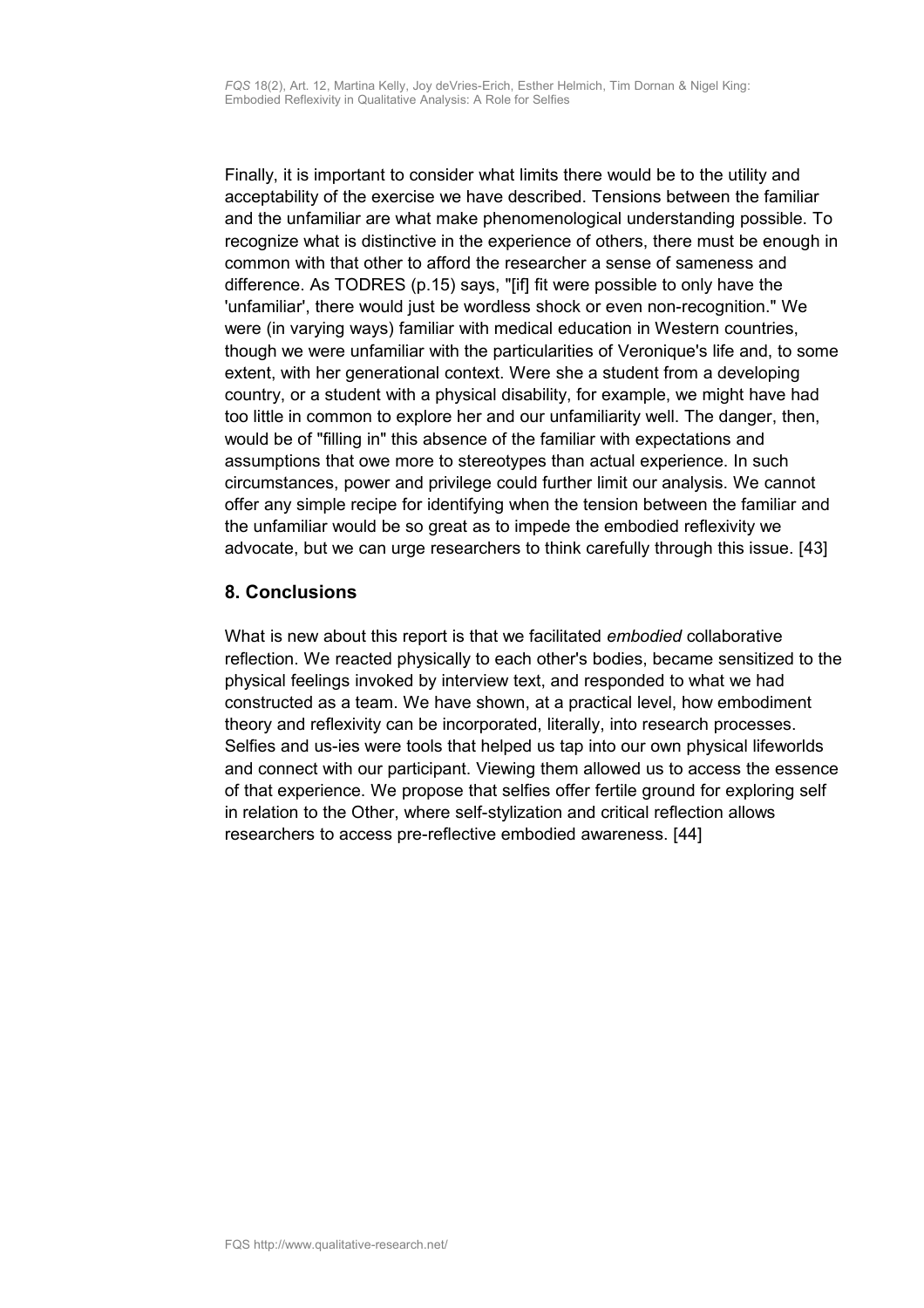Finally, it is important to consider what limits there would be to the utility and acceptability of the exercise we have described. Tensions between the familiar and the unfamiliar are what make phenomenological understanding possible. To recognize what is distinctive in the experience of others, there must be enough in common with that other to afford the researcher a sense of sameness and difference. As TODRES (p.15) says, "[if] fit were possible to only have the 'unfamiliar', there would just be wordless shock or even non-recognition." We were (in varying ways) familiar with medical education in Western countries, though we were unfamiliar with the particularities of Veronique's life and, to some extent, with her generational context. Were she a student from a developing country, or a student with a physical disability, for example, we might have had too little in common to explore her and our unfamiliarity well. The danger, then, would be of "filling in" this absence of the familiar with expectations and assumptions that owe more to stereotypes than actual experience. In such circumstances, power and privilege could further limit our analysis. We cannot offer any simple recipe for identifying when the tension between the familiar and the unfamiliar would be so great as to impede the embodied reflexivity we advocate, but we can urge researchers to think carefully through this issue. [43]

## 8. Conclusions

What is new about this report is that we facilitated *embodied* collaborative reflection. We reacted physically to each other's bodies, became sensitized to the physical feelings invoked by interview text, and responded to what we had constructed as a team. We have shown, at a practical level, how embodiment theory and reflexivity can be incorporated, literally, into research processes. Selfies and us-ies were tools that helped us tap into our own physical lifeworlds and connect with our participant. Viewing them allowed us to access the essence of that experience. We propose that selfies offer fertile ground for exploring self in relation to the Other, where self-stylization and critical reflection allows researchers to access pre-reflective embodied awareness. [44]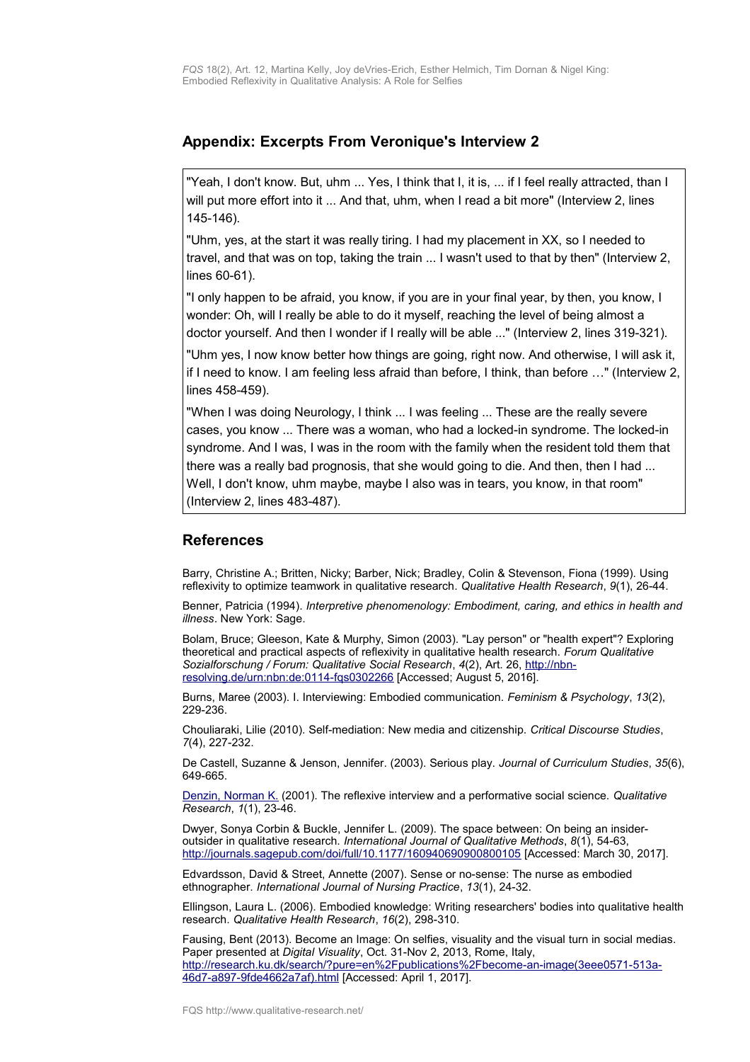## Appendix: Excerpts From Veronique's Interview 2

"Yeah, I don't know. But, uhm ... Yes, I think that I, it is, ... if I feel really attracted, than I will put more effort into it ... And that, uhm, when I read a bit more" (Interview 2, lines 145-146).

"Uhm, yes, at the start it was really tiring. I had my placement in XX, so I needed to travel, and that was on top, taking the train ... I wasn't used to that by then" (Interview 2, lines 60-61).

"I only happen to be afraid, you know, if you are in your final year, by then, you know, I wonder: Oh, will I really be able to do it myself, reaching the level of being almost a doctor yourself. And then I wonder if I really will be able ..." (Interview 2, lines 319-321).

"Uhm yes, I now know better how things are going, right now. And otherwise, I will ask it, if I need to know. I am feeling less afraid than before, I think, than before …" (Interview 2, lines 458-459).

"When I was doing Neurology, I think ... I was feeling ... These are the really severe cases, you know ... There was a woman, who had a locked-in syndrome. The locked-in syndrome. And I was, I was in the room with the family when the resident told them that there was a really bad prognosis, that she would going to die. And then, then I had ... Well, I don't know, uhm maybe, maybe I also was in tears, you know, in that room" (Interview 2, lines 483-487).

## References

Barry, Christine A.; Britten, Nicky; Barber, Nick; Bradley, Colin & Stevenson, Fiona (1999). Using reflexivity to optimize teamwork in qualitative research. *Qualitative Health Research*, *9*(1), 26-44.

Benner, Patricia (1994). *Interpretive phenomenology: Embodiment, caring, and ethics in health and illness*. New York: Sage.

Bolam, Bruce; Gleeson, Kate & Murphy, Simon (2003). "Lay person" or "health expert"? Exploring theoretical and practical aspects of reflexivity in qualitative health research. *Forum Qualitative Sozialforschung / Forum: Qualitative Social Research*, *4*(2), Art. 26, http://nbn-resolving.de/urn:nbn:de:0114-fqs0302266 [Accessed; August 5, 2016].

Burns, Maree (2003). I. Interviewing: Embodied communication. *Feminism & Psychology*, *13*(2), 229-236.

Chouliaraki, Lilie (2010). Self-mediation: New media and citizenship. *Critical Discourse Studies*, *7*(4), 227-232.

De Castell, Suzanne & Jenson, Jennifer. (2003). Serious play. *Journal of Curriculum Studies*, *35*(6), 649-665.

Denzin, Norman K. (2001). The reflexive interview and a performative social science. *Qualitative Research*, *1*(1), 23-46.

Dwyer, Sonya Corbin & Buckle, Jennifer L. (2009). The space between: On being an insider-outsider in qualitative research. *International Journal of Qualitative Methods*, *8*(1), 54-63, http://journals.sagepub.com/doi/full/10.1177/160940690900800105 [Accessed: March 30, 2017].

Edvardsson, David & Street, Annette (2007). Sense or no-sense: The nurse as embodied ethnographer. *International Journal of Nursing Practice*, *13*(1), 24-32.

Ellingson, Laura L. (2006). Embodied knowledge: Writing researchers' bodies into qualitative health research. *Qualitative Health Research*, *16*(2), 298-310.

Fausing, Bent (2013). Become an Image: On selfies, visuality and the visual turn in social medias. Paper presented at *Digital Visuality*, Oct. 31-Nov 2, 2013, Rome, Italy, http://research.ku.dk/search/?pure=en%2Fpublications%2Fbecome-an-image(3eee0571-513a-46d7-a897-9fde4662a7af).html [Accessed: April 1, 2017].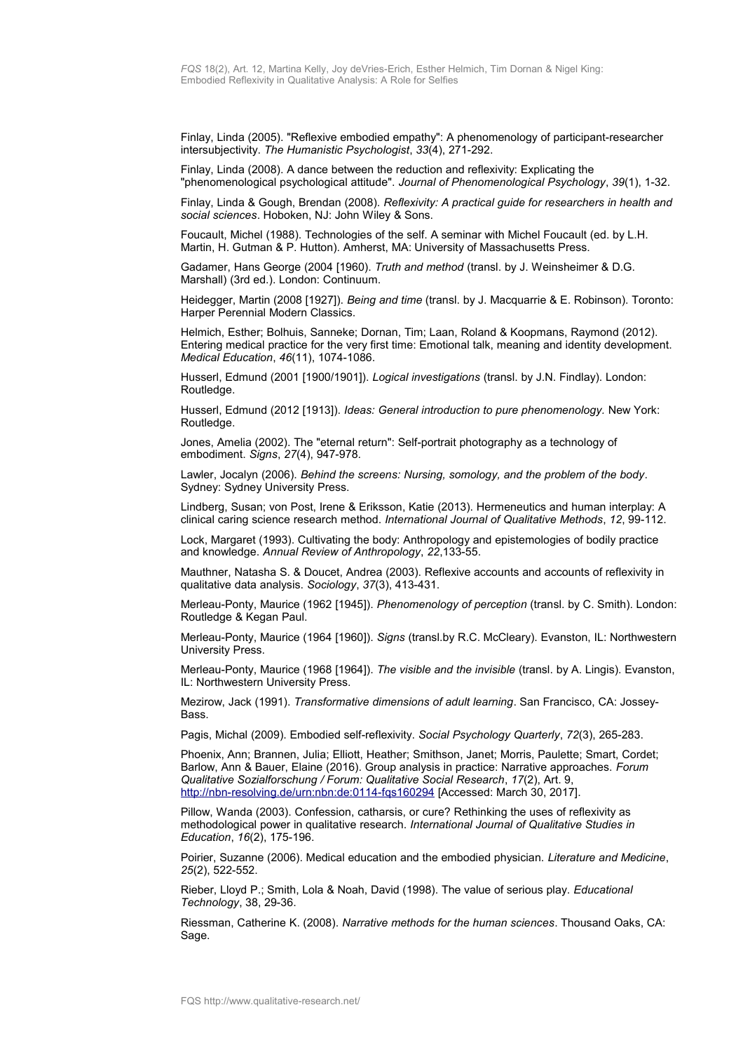Finlay, Linda (2005). "Reflexive embodied empathy": A phenomenology of participant-researcher intersubjectivity. *The Humanistic Psychologist*, *33*(4), 271-292.

Finlay, Linda (2008). A dance between the reduction and reflexivity: Explicating the "phenomenological psychological attitude". *Journal of Phenomenological Psychology*, *39*(1), 1-32.

Finlay, Linda & Gough, Brendan (2008). *Reflexivity: A practical guide for researchers in health and social sciences*. Hoboken, NJ: John Wiley & Sons.

Foucault, Michel (1988). Technologies of the self. A seminar with Michel Foucault (ed. by L.H. Martin, H. Gutman & P. Hutton). Amherst, MA: University of Massachusetts Press.

Gadamer, Hans George (2004 [1960). *Truth and method* (transl. by J. Weinsheimer & D.G. Marshall) (3rd ed.). London: Continuum.

Heidegger, Martin (2008 [1927]). *Being and time* (transl. by J. Macquarrie & E. Robinson). Toronto: Harper Perennial Modern Classics.

Helmich, Esther; Bolhuis, Sanneke; Dornan, Tim; Laan, Roland & Koopmans, Raymond (2012). Entering medical practice for the very first time: Emotional talk, meaning and identity development. *Medical Education*, *46*(11), 1074-1086.

Husserl, Edmund (2001 [1900/1901]). *Logical investigations* (transl. by J.N. Findlay). London: Routledge.

Husserl, Edmund (2012 [1913]). *Ideas: General introduction to pure phenomenology.* New York: Routledge.

Jones, Amelia (2002). The "eternal return": Self-portrait photography as a technology of embodiment. *Signs*, *27*(4), 947-978.

Lawler, Jocalyn (2006). *Behind the screens: Nursing, somology, and the problem of the body*. Sydney: Sydney University Press.

Lindberg, Susan; von Post, Irene & Eriksson, Katie (2013). Hermeneutics and human interplay: A clinical caring science research method. *International Journal of Qualitative Methods*, *12*, 99-112.

Lock, Margaret (1993). Cultivating the body: Anthropology and epistemologies of bodily practice and knowledge. *Annual Review of Anthropology*, *22*,133-55.

Mauthner, Natasha S. & Doucet, Andrea (2003). Reflexive accounts and accounts of reflexivity in qualitative data analysis. *Sociology*, *37*(3), 413-431.

Merleau-Ponty, Maurice (1962 [1945]). *Phenomenology of perception* (transl. by C. Smith). London: Routledge & Kegan Paul.

Merleau-Ponty, Maurice (1964 [1960]). *Signs* (transl.by R.C. McCleary). Evanston, IL: Northwestern University Press.

Merleau-Ponty, Maurice (1968 [1964]). *The visible and the invisible* (transl. by A. Lingis). Evanston, IL: Northwestern University Press.

Mezirow, Jack (1991). *Transformative dimensions of adult learning*. San Francisco, CA: Jossey-Bass.

Pagis, Michal (2009). Embodied self-reflexivity. *Social Psychology Quarterly*, *72*(3), 265-283.

Phoenix, Ann; Brannen, Julia; Elliott, Heather; Smithson, Janet; Morris, Paulette; Smart, Cordet; Barlow, Ann & Bauer, Elaine (2016). Group analysis in practice: Narrative approaches. *Forum Qualitative Sozialforschung / Forum: Qualitative Social Research*, *17*(2), Art. 9, http://nbn-resolving.de/urn:nbn:de:0114-fqs160294 [Accessed: March 30, 2017].

Pillow, Wanda (2003). Confession, catharsis, or cure? Rethinking the uses of reflexivity as methodological power in qualitative research. *International Journal of Qualitative Studies in Education*, *16*(2), 175-196.

Poirier, Suzanne (2006). Medical education and the embodied physician. *Literature and Medicine*, *25*(2), 522-552.

Rieber, Lloyd P.; Smith, Lola & Noah, David (1998). The value of serious play. *Educational Technology*, 38, 29-36.

Riessman, Catherine K. (2008). *Narrative methods for the human sciences*. Thousand Oaks, CA: Sage.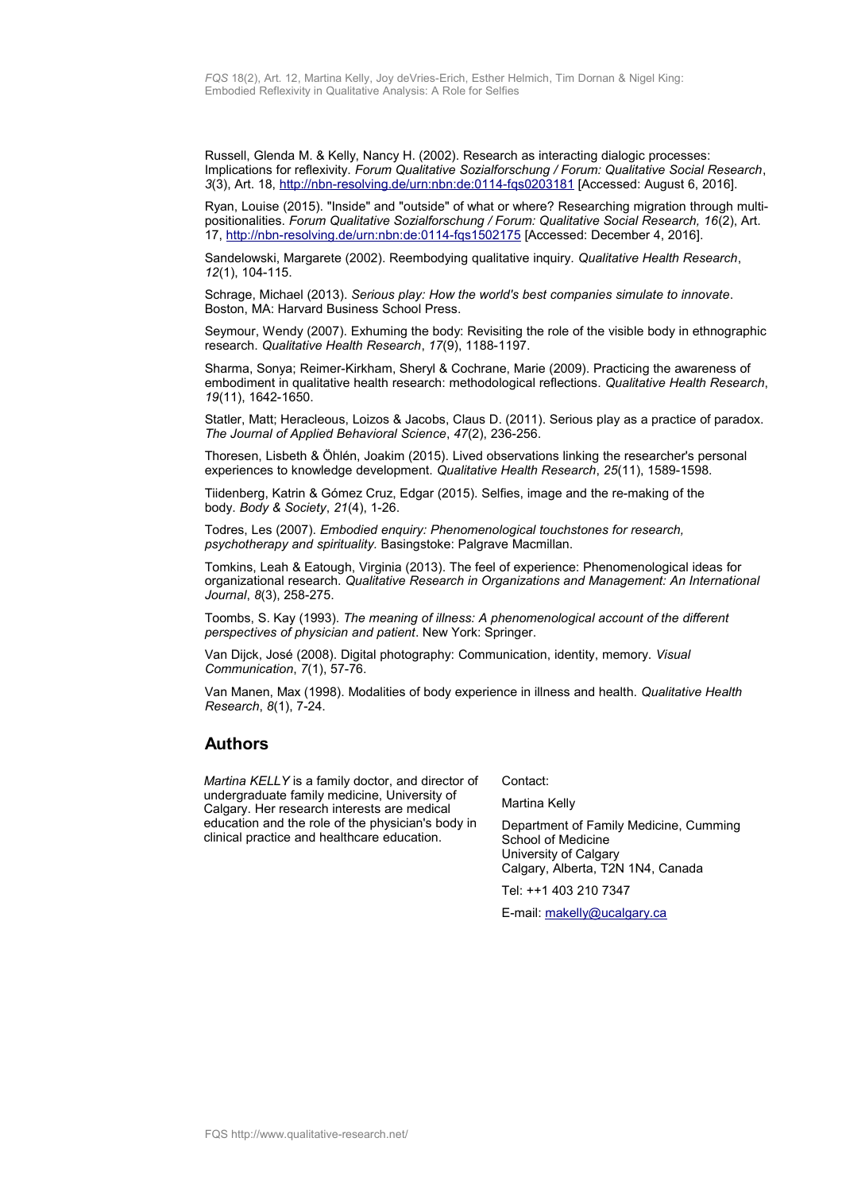Russell, Glenda M. & Kelly, Nancy H. (2002). Research as interacting dialogic processes: Implications for reflexivity. *Forum Qualitative Sozialforschung / Forum: Qualitative Social Research*, *3*(3), Art. 18, http://nbn-resolving.de/urn:nbn:de:0114-fqs0203181 [Accessed: August 6, 2016].

Ryan, Louise (2015). "Inside" and "outside" of what or where? Researching migration through multi-positionalities. *Forum Qualitative Sozialforschung / Forum: Qualitative Social Research, 16*(2), Art. 17, http://nbn-resolving.de/urn:nbn:de:0114-fqs1502175 [Accessed: December 4, 2016].

Sandelowski, Margarete (2002). Reembodying qualitative inquiry. *Qualitative Health Research*, *12*(1), 104-115.

Schrage, Michael (2013). *Serious play: How the world's best companies simulate to innovate*. Boston, MA: Harvard Business School Press.

Seymour, Wendy (2007). Exhuming the body: Revisiting the role of the visible body in ethnographic research. *Qualitative Health Research*, *17*(9), 1188-1197.

Sharma, Sonya; Reimer-Kirkham, Sheryl & Cochrane, Marie (2009). Practicing the awareness of embodiment in qualitative health research: methodological reflections. *Qualitative Health Research*, *19*(11), 1642-1650.

Statler, Matt; Heracleous, Loizos & Jacobs, Claus D. (2011). Serious play as a practice of paradox. *The Journal of Applied Behavioral Science*, *47*(2), 236-256.

Thoresen, Lisbeth & Öhlén, Joakim (2015). Lived observations linking the researcher's personal experiences to knowledge development. *Qualitative Health Research*, *25*(11), 1589-1598.

Tiidenberg, Katrin & Gómez Cruz, Edgar (2015). Selfies, image and the re-making of the body. *Body & Society*, *21*(4), 1-26.

Todres, Les (2007). *Embodied enquiry: Phenomenological touchstones for research, psychotherapy and spirituality.* Basingstoke: Palgrave Macmillan.

Tomkins, Leah & Eatough, Virginia (2013). The feel of experience: Phenomenological ideas for organizational research. *Qualitative Research in Organizations and Management: An International Journal*, *8*(3), 258-275.

Toombs, S. Kay (1993). *The meaning of illness: A phenomenological account of the different perspectives of physician and patient*. New York: Springer.

Van Dijck, José (2008). Digital photography: Communication, identity, memory. *Visual Communication*, *7*(1), 57-76.

Van Manen, Max (1998). Modalities of body experience in illness and health. *Qualitative Health Research*, *8*(1), 7-24.

## Authors

*Martina KELLY* is a family doctor, and director of undergraduate family medicine, University of Calgary. Her research interests are medical education and the role of the physician's body in clinical practice and healthcare education.

Contact:

Martina Kelly

Department of Family Medicine, Cumming School of Medicine
University of Calgary
Calgary, Alberta, T2N 1N4, Canada

Tel: ++1 403 210 7347

E-mail: makelly@ucalgary.ca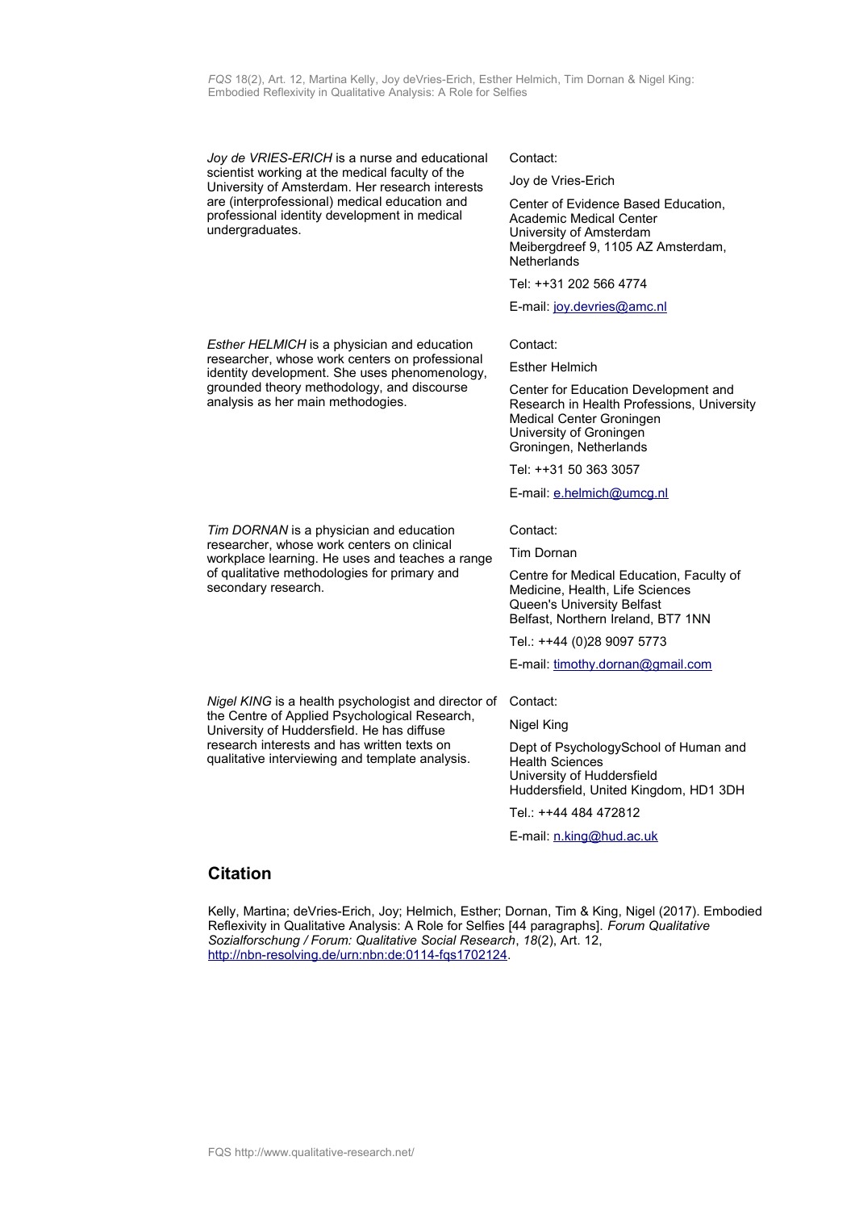*Joy de VRIES-ERICH* is a nurse and educational scientist working at the medical faculty of the University of Amsterdam. Her research interests are (interprofessional) medical education and professional identity development in medical undergraduates.

Contact:

Joy de Vries-Erich

Center of Evidence Based Education, Academic Medical Center
University of Amsterdam
Meibergdreef 9, 1105 AZ Amsterdam, Netherlands

Tel: ++31 202 566 4774

E-mail: joy.devries@amc.nl

*Esther HELMICH* is a physician and education researcher, whose work centers on professional identity development. She uses phenomenology, grounded theory methodology, and discourse analysis as her main methodogies.

Contact:

Esther Helmich

Center for Education Development and Research in Health Professions, University Medical Center Groningen
University of Groningen
Groningen, Netherlands

Tel: ++31 50 363 3057

E-mail: e.helmich@umcg.nl

*Tim DORNAN* is a physician and education researcher, whose work centers on clinical workplace learning. He uses and teaches a range of qualitative methodologies for primary and secondary research.

Contact:

Tim Dornan

Centre for Medical Education, Faculty of Medicine, Health, Life Sciences
Queen's University Belfast
Belfast, Northern Ireland, BT7 1NN

Tel.: ++44 (0)28 9097 5773

E-mail: timothy.dornan@gmail.com

*Nigel KING* is a health psychologist and director of the Centre of Applied Psychological Research, University of Huddersfield. He has diffuse research interests and has written texts on qualitative interviewing and template analysis.

Contact:

Nigel King

Dept of PsychologySchool of Human and Health Sciences
University of Huddersfield
Huddersfield, United Kingdom, HD1 3DH

Tel.: ++44 484 472812

E-mail: n.king@hud.ac.uk

## Citation

Kelly, Martina; deVries-Erich, Joy; Helmich, Esther; Dornan, Tim & King, Nigel (2017). Embodied Reflexivity in Qualitative Analysis: A Role for Selfies [44 paragraphs]. *Forum Qualitative Sozialforschung / Forum: Qualitative Social Research*, *18*(2), Art. 12, http://nbn-resolving.de/urn:nbn:de:0114-fqs1702124.